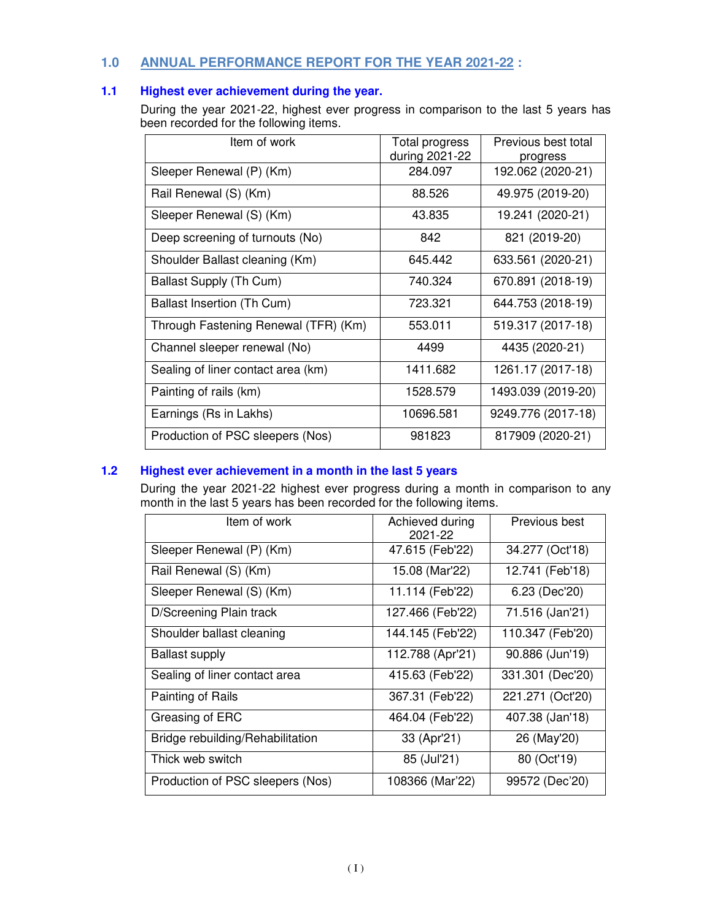## 1.0 ANNUAL PERFORMANCE REPORT FOR THE YEAR 2021-22 :

### 1.1 Highest ever achievement during the year.

During the year 2021-22, highest ever progress in comparison to the last 5 years has been recorded for the following items.

| Item of work | Total progress during 2021-22 | Previous best total progress |
|---|---|---|
| Sleeper Renewal (P) (Km) | 284.097 | 192.062 (2020-21) |
| Rail Renewal (S) (Km) | 88.526 | 49.975 (2019-20) |
| Sleeper Renewal (S) (Km) | 43.835 | 19.241 (2020-21) |
| Deep screening of turnouts (No) | 842 | 821 (2019-20) |
| Shoulder Ballast cleaning (Km) | 645.442 | 633.561 (2020-21) |
| Ballast Supply (Th Cum) | 740.324 | 670.891 (2018-19) |
| Ballast Insertion (Th Cum) | 723.321 | 644.753 (2018-19) |
| Through Fastening Renewal (TFR) (Km) | 553.011 | 519.317 (2017-18) |
| Channel sleeper renewal (No) | 4499 | 4435 (2020-21) |
| Sealing of liner contact area (km) | 1411.682 | 1261.17 (2017-18) |
| Painting of rails (km) | 1528.579 | 1493.039 (2019-20) |
| Earnings (Rs in Lakhs) | 10696.581 | 9249.776 (2017-18) |
| Production of PSC sleepers (Nos) | 981823 | 817909 (2020-21) |

### 1.2 Highest ever achievement in a month in the last 5 years

During the year 2021-22 highest ever progress during a month in comparison to any month in the last 5 years has been recorded for the following items.

| Item of work | Achieved during 2021-22 | Previous best |
|---|---|---|
| Sleeper Renewal (P) (Km) | 47.615 (Feb'22) | 34.277 (Oct'18) |
| Rail Renewal (S) (Km) | 15.08 (Mar'22) | 12.741 (Feb'18) |
| Sleeper Renewal (S) (Km) | 11.114 (Feb'22) | 6.23 (Dec'20) |
| D/Screening Plain track | 127.466 (Feb'22) | 71.516 (Jan'21) |
| Shoulder ballast cleaning | 144.145 (Feb'22) | 110.347 (Feb'20) |
| Ballast supply | 112.788 (Apr'21) | 90.886 (Jun'19) |
| Sealing of liner contact area | 415.63 (Feb'22) | 331.301 (Dec'20) |
| Painting of Rails | 367.31 (Feb'22) | 221.271 (Oct'20) |
| Greasing of ERC | 464.04 (Feb'22) | 407.38 (Jan'18) |
| Bridge rebuilding/Rehabilitation | 33 (Apr'21) | 26 (May'20) |
| Thick web switch | 85 (Jul'21) | 80 (Oct'19) |
| Production of PSC sleepers (Nos) | 108366 (Mar'22) | 99572 (Dec'20) |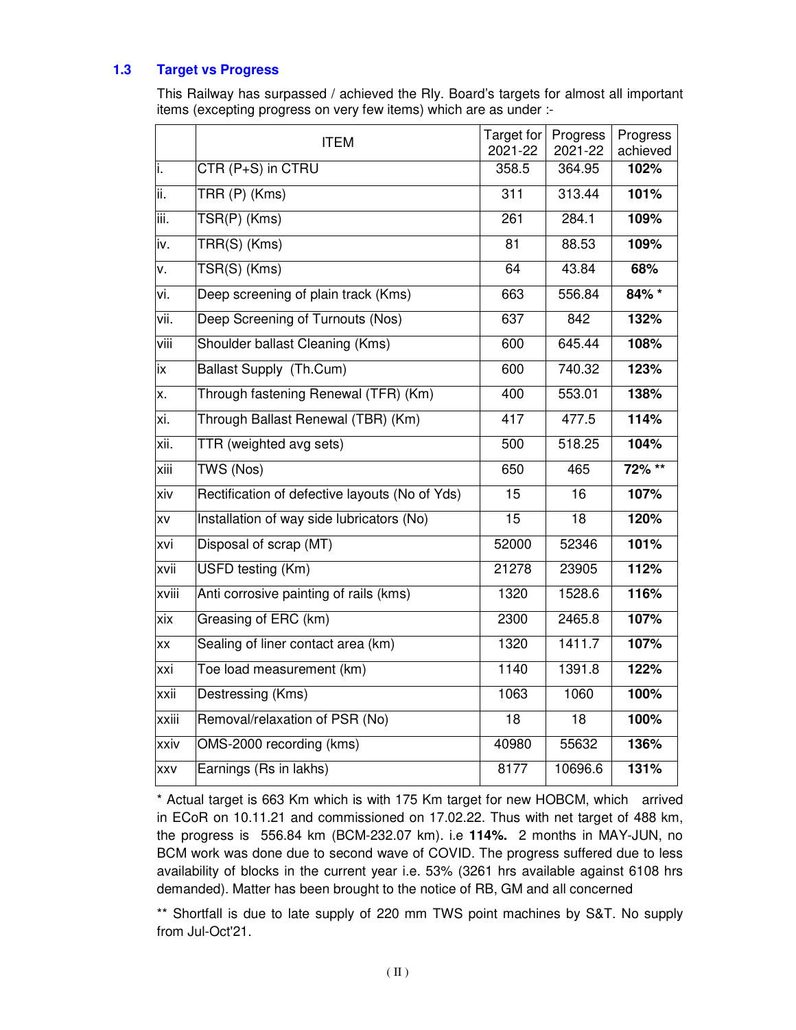### 1.3 Target vs Progress

This Railway has surpassed / achieved the Rly. Board's targets for almost all important items (excepting progress on very few items) which are as under :-

| | ITEM | Target for 2021-22 | Progress 2021-22 | Progress achieved |
|---|---|---|---|---|
| i. | CTR (P+S) in CTRU | 358.5 | 364.95 | **102%** |
| ii. | TRR (P) (Kms) | 311 | 313.44 | **101%** |
| iii. | TSR(P) (Kms) | 261 | 284.1 | **109%** |
| iv. | TRR(S) (Kms) | 81 | 88.53 | **109%** |
| v. | TSR(S) (Kms) | 64 | 43.84 | **68%** |
| vi. | Deep screening of plain track (Kms) | 663 | 556.84 | **84% *** |
| vii. | Deep Screening of Turnouts (Nos) | 637 | 842 | **132%** |
| viii | Shoulder ballast Cleaning (Kms) | 600 | 645.44 | **108%** |
| ix | Ballast Supply (Th.Cum) | 600 | 740.32 | **123%** |
| x. | Through fastening Renewal (TFR) (Km) | 400 | 553.01 | **138%** |
| xi. | Through Ballast Renewal (TBR) (Km) | 417 | 477.5 | **114%** |
| xii. | TTR (weighted avg sets) | 500 | 518.25 | **104%** |
| xiii | TWS (Nos) | 650 | 465 | **72% **** |
| xiv | Rectification of defective layouts (No of Yds) | 15 | 16 | **107%** |
| xv | Installation of way side lubricators (No) | 15 | 18 | **120%** |
| xvi | Disposal of scrap (MT) | 52000 | 52346 | **101%** |
| xvii | USFD testing (Km) | 21278 | 23905 | **112%** |
| xviii | Anti corrosive painting of rails (kms) | 1320 | 1528.6 | **116%** |
| xix | Greasing of ERC (km) | 2300 | 2465.8 | **107%** |
| xx | Sealing of liner contact area (km) | 1320 | 1411.7 | **107%** |
| xxi | Toe load measurement (km) | 1140 | 1391.8 | **122%** |
| xxii | Destressing (Kms) | 1063 | 1060 | **100%** |
| xxiii | Removal/relaxation of PSR (No) | 18 | 18 | **100%** |
| xxiv | OMS-2000 recording (kms) | 40980 | 55632 | **136%** |
| xxv | Earnings (Rs in lakhs) | 8177 | 10696.6 | **131%** |

* Actual target is 663 Km which is with 175 Km target for new HOBCM, which arrived in ECoR on 10.11.21 and commissioned on 17.02.22. Thus with net target of 488 km, the progress is 556.84 km (BCM-232.07 km). i.e **114%.** 2 months in MAY-JUN, no BCM work was done due to second wave of COVID. The progress suffered due to less availability of blocks in the current year i.e. 53% (3261 hrs available against 6108 hrs demanded). Matter has been brought to the notice of RB, GM and all concerned

** Shortfall is due to late supply of 220 mm TWS point machines by S&T. No supply from Jul-Oct'21.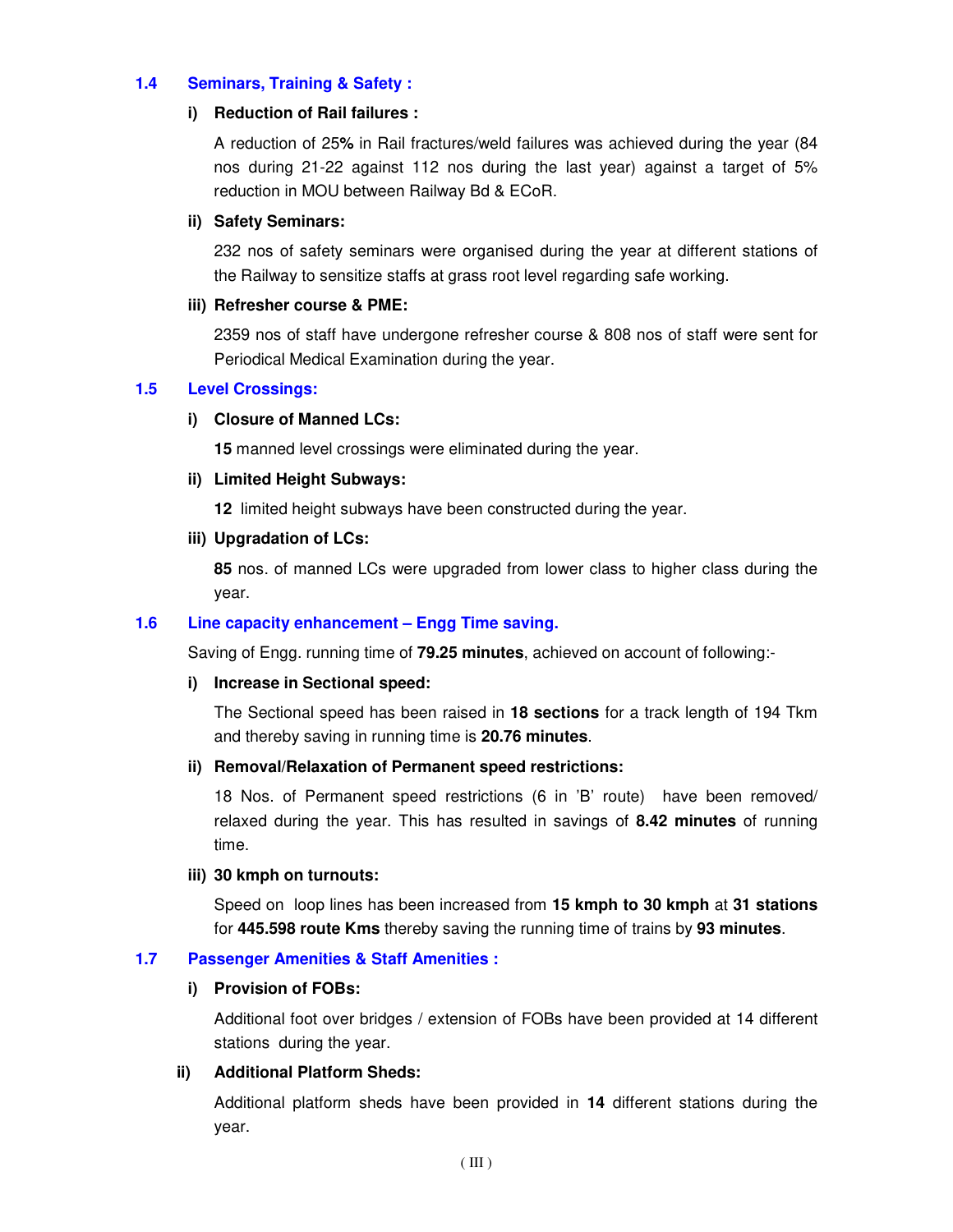## 1.4 Seminars, Training & Safety :

**i) Reduction of Rail failures :**

A reduction of 25**%** in Rail fractures/weld failures was achieved during the year (84 nos during 21-22 against 112 nos during the last year) against a target of 5% reduction in MOU between Railway Bd & ECoR.

**ii) Safety Seminars:**

232 nos of safety seminars were organised during the year at different stations of the Railway to sensitize staffs at grass root level regarding safe working.

**iii) Refresher course & PME:**

2359 nos of staff have undergone refresher course & 808 nos of staff were sent for Periodical Medical Examination during the year.

## 1.5 Level Crossings:

**i) Closure of Manned LCs:**

**15** manned level crossings were eliminated during the year.

**ii) Limited Height Subways:**

**12** limited height subways have been constructed during the year.

**iii) Upgradation of LCs:**

**85** nos. of manned LCs were upgraded from lower class to higher class during the year.

## 1.6 Line capacity enhancement – Engg Time saving.

Saving of Engg. running time of **79.25 minutes**, achieved on account of following:-

**i) Increase in Sectional speed:**

The Sectional speed has been raised in **18 sections** for a track length of 194 Tkm and thereby saving in running time is **20.76 minutes**.

**ii) Removal/Relaxation of Permanent speed restrictions:**

18 Nos. of Permanent speed restrictions (6 in 'B' route) have been removed/ relaxed during the year. This has resulted in savings of **8.42 minutes** of running time.

**iii) 30 kmph on turnouts:**

Speed on loop lines has been increased from **15 kmph to 30 kmph** at **31 stations** for **445.598 route Kms** thereby saving the running time of trains by **93 minutes**.

## 1.7 Passenger Amenities & Staff Amenities :

**i) Provision of FOBs:**

Additional foot over bridges / extension of FOBs have been provided at 14 different stations during the year.

**ii) Additional Platform Sheds:**

Additional platform sheds have been provided in **14** different stations during the year.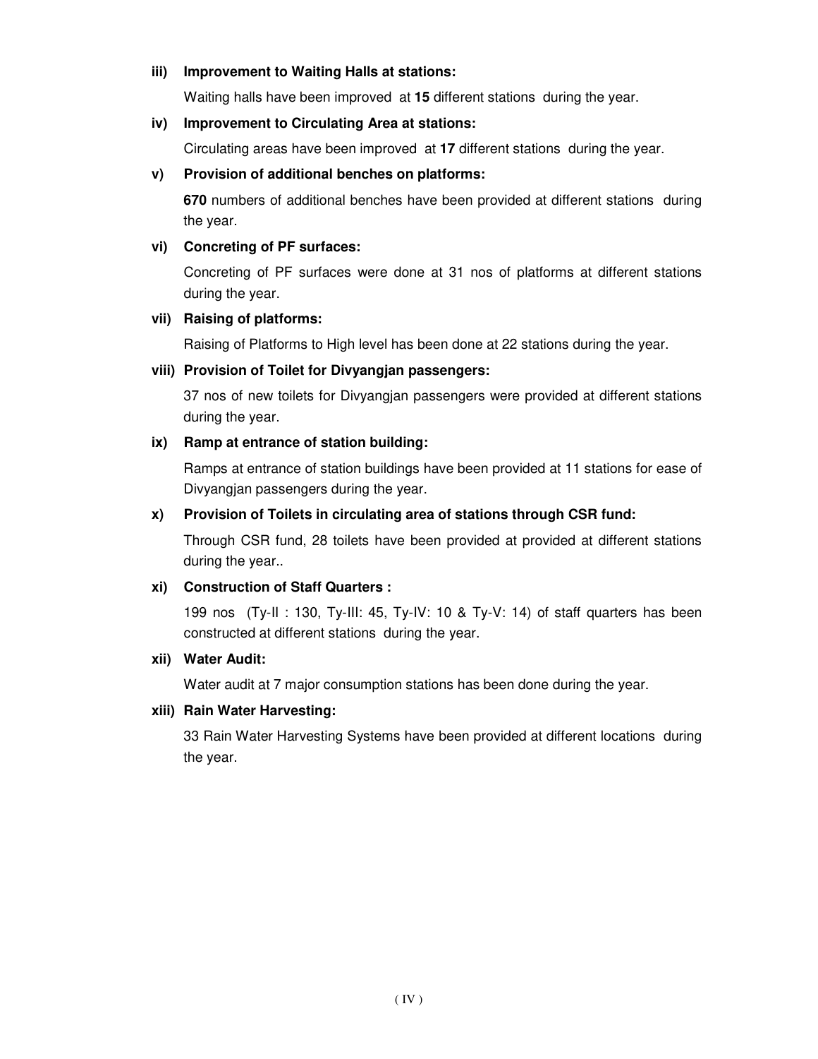**iii) Improvement to Waiting Halls at stations:**

Waiting halls have been improved at **15** different stations during the year.

**iv) Improvement to Circulating Area at stations:**

Circulating areas have been improved at **17** different stations during the year.

**v) Provision of additional benches on platforms:**

**670** numbers of additional benches have been provided at different stations during the year.

**vi) Concreting of PF surfaces:**

Concreting of PF surfaces were done at 31 nos of platforms at different stations during the year.

**vii) Raising of platforms:**

Raising of Platforms to High level has been done at 22 stations during the year.

**viii) Provision of Toilet for Divyangjan passengers:**

37 nos of new toilets for Divyangjan passengers were provided at different stations during the year.

**ix) Ramp at entrance of station building:**

Ramps at entrance of station buildings have been provided at 11 stations for ease of Divyangjan passengers during the year.

**x) Provision of Toilets in circulating area of stations through CSR fund:**

Through CSR fund, 28 toilets have been provided at provided at different stations during the year..

**xi) Construction of Staff Quarters :**

199 nos (Ty-II : 130, Ty-III: 45, Ty-IV: 10 & Ty-V: 14) of staff quarters has been constructed at different stations during the year.

**xii) Water Audit:**

Water audit at 7 major consumption stations has been done during the year.

**xiii) Rain Water Harvesting:**

33 Rain Water Harvesting Systems have been provided at different locations during the year.